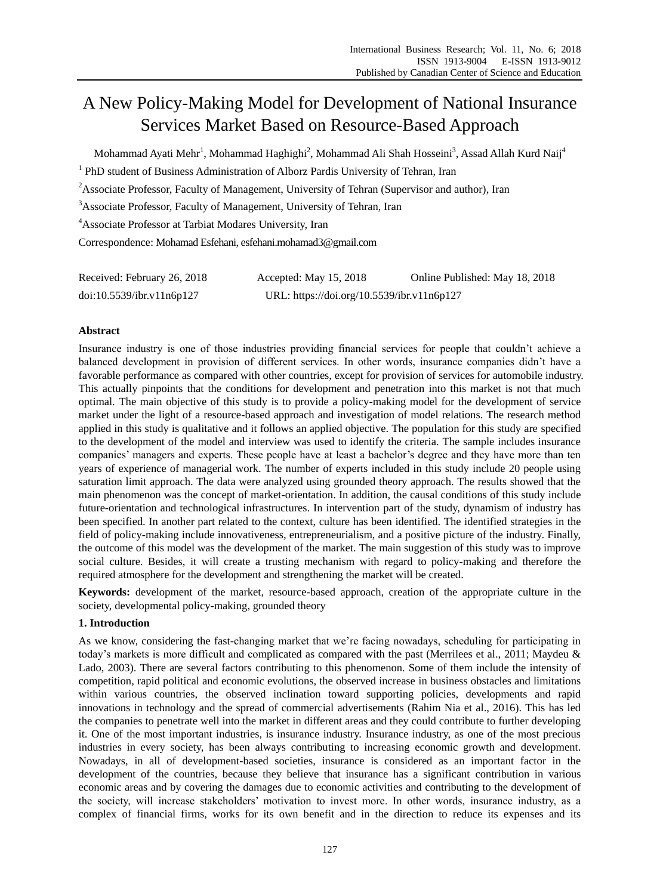# A New Policy-Making Model for Development of National Insurance Services Market Based on Resource-Based Approach

Mohammad Ayati Mehr[1], Mohammad Haghighi[2], Mohammad Ali Shah Hosseini[3], Assad Allah Kurd Naij[4]

[1] PhD student of Business Administration of Alborz Pardis University of Tehran, Iran

[2]Associate Professor, Faculty of Management, University of Tehran (Supervisor and author), Iran

[3]Associate Professor, Faculty of Management, University of Tehran, Iran

[4]Associate Professor at Tarbiat Modares University, Iran

Correspondence: Mohamad Esfehani, esfehani.mohamad3@gmail.com

Received: February 26, 2018　　Accepted: May 15, 2018　　Online Published: May 18, 2018

doi:10.5539/ibr.v11n6p127　　URL: https://doi.org/10.5539/ibr.v11n6p127

## Abstract

Insurance industry is one of those industries providing financial services for people that couldn't achieve a balanced development in provision of different services. In other words, insurance companies didn't have a favorable performance as compared with other countries, except for provision of services for automobile industry. This actually pinpoints that the conditions for development and penetration into this market is not that much optimal. The main objective of this study is to provide a policy-making model for the development of service market under the light of a resource-based approach and investigation of model relations. The research method applied in this study is qualitative and it follows an applied objective. The population for this study are specified to the development of the model and interview was used to identify the criteria. The sample includes insurance companies' managers and experts. These people have at least a bachelor's degree and they have more than ten years of experience of managerial work. The number of experts included in this study include 20 people using saturation limit approach. The data were analyzed using grounded theory approach. The results showed that the main phenomenon was the concept of market-orientation. In addition, the causal conditions of this study include future-orientation and technological infrastructures. In intervention part of the study, dynamism of industry has been specified. In another part related to the context, culture has been identified. The identified strategies in the field of policy-making include innovativeness, entrepreneurialism, and a positive picture of the industry. Finally, the outcome of this model was the development of the market. The main suggestion of this study was to improve social culture. Besides, it will create a trusting mechanism with regard to policy-making and therefore the required atmosphere for the development and strengthening the market will be created.

**Keywords:** development of the market, resource-based approach, creation of the appropriate culture in the society, developmental policy-making, grounded theory

## 1. Introduction

As we know, considering the fast-changing market that we're facing nowadays, scheduling for participating in today's markets is more difficult and complicated as compared with the past (Merrilees et al., 2011; Maydeu & Lado, 2003). There are several factors contributing to this phenomenon. Some of them include the intensity of competition, rapid political and economic evolutions, the observed increase in business obstacles and limitations within various countries, the observed inclination toward supporting policies, developments and rapid innovations in technology and the spread of commercial advertisements (Rahim Nia et al., 2016). This has led the companies to penetrate well into the market in different areas and they could contribute to further developing it. One of the most important industries, is insurance industry. Insurance industry, as one of the most precious industries in every society, has been always contributing to increasing economic growth and development. Nowadays, in all of development-based societies, insurance is considered as an important factor in the development of the countries, because they believe that insurance has a significant contribution in various economic areas and by covering the damages due to economic activities and contributing to the development of the society, will increase stakeholders' motivation to invest more. In other words, insurance industry, as a complex of financial firms, works for its own benefit and in the direction to reduce its expenses and its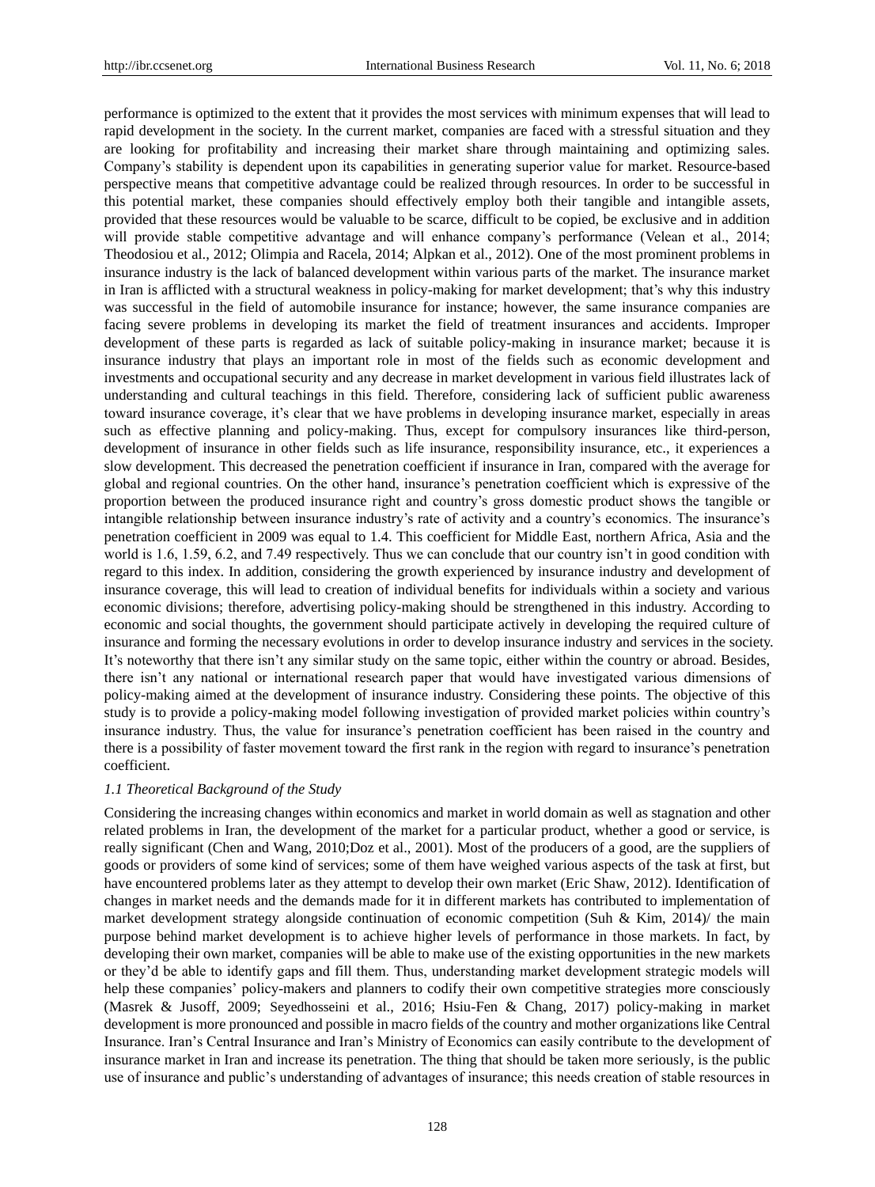performance is optimized to the extent that it provides the most services with minimum expenses that will lead to rapid development in the society. In the current market, companies are faced with a stressful situation and they are looking for profitability and increasing their market share through maintaining and optimizing sales. Company's stability is dependent upon its capabilities in generating superior value for market. Resource-based perspective means that competitive advantage could be realized through resources. In order to be successful in this potential market, these companies should effectively employ both their tangible and intangible assets, provided that these resources would be valuable to be scarce, difficult to be copied, be exclusive and in addition will provide stable competitive advantage and will enhance company's performance (Velean et al., 2014; Theodosiou et al., 2012; Olimpia and Racela, 2014; Alpkan et al., 2012). One of the most prominent problems in insurance industry is the lack of balanced development within various parts of the market. The insurance market in Iran is afflicted with a structural weakness in policy-making for market development; that's why this industry was successful in the field of automobile insurance for instance; however, the same insurance companies are facing severe problems in developing its market the field of treatment insurances and accidents. Improper development of these parts is regarded as lack of suitable policy-making in insurance market; because it is insurance industry that plays an important role in most of the fields such as economic development and investments and occupational security and any decrease in market development in various field illustrates lack of understanding and cultural teachings in this field. Therefore, considering lack of sufficient public awareness toward insurance coverage, it's clear that we have problems in developing insurance market, especially in areas such as effective planning and policy-making. Thus, except for compulsory insurances like third-person, development of insurance in other fields such as life insurance, responsibility insurance, etc., it experiences a slow development. This decreased the penetration coefficient if insurance in Iran, compared with the average for global and regional countries. On the other hand, insurance's penetration coefficient which is expressive of the proportion between the produced insurance right and country's gross domestic product shows the tangible or intangible relationship between insurance industry's rate of activity and a country's economics. The insurance's penetration coefficient in 2009 was equal to 1.4. This coefficient for Middle East, northern Africa, Asia and the world is 1.6, 1.59, 6.2, and 7.49 respectively. Thus we can conclude that our country isn't in good condition with regard to this index. In addition, considering the growth experienced by insurance industry and development of insurance coverage, this will lead to creation of individual benefits for individuals within a society and various economic divisions; therefore, advertising policy-making should be strengthened in this industry. According to economic and social thoughts, the government should participate actively in developing the required culture of insurance and forming the necessary evolutions in order to develop insurance industry and services in the society. It's noteworthy that there isn't any similar study on the same topic, either within the country or abroad. Besides, there isn't any national or international research paper that would have investigated various dimensions of policy-making aimed at the development of insurance industry. Considering these points. The objective of this study is to provide a policy-making model following investigation of provided market policies within country's insurance industry. Thus, the value for insurance's penetration coefficient has been raised in the country and there is a possibility of faster movement toward the first rank in the region with regard to insurance's penetration coefficient.

### *1.1 Theoretical Background of the Study*

Considering the increasing changes within economics and market in world domain as well as stagnation and other related problems in Iran, the development of the market for a particular product, whether a good or service, is really significant (Chen and Wang, 2010;Doz et al., 2001). Most of the producers of a good, are the suppliers of goods or providers of some kind of services; some of them have weighed various aspects of the task at first, but have encountered problems later as they attempt to develop their own market (Eric Shaw, 2012). Identification of changes in market needs and the demands made for it in different markets has contributed to implementation of market development strategy alongside continuation of economic competition (Suh & Kim, 2014)/ the main purpose behind market development is to achieve higher levels of performance in those markets. In fact, by developing their own market, companies will be able to make use of the existing opportunities in the new markets or they'd be able to identify gaps and fill them. Thus, understanding market development strategic models will help these companies' policy-makers and planners to codify their own competitive strategies more consciously (Masrek & Jusoff, 2009; Seyedhosseini et al., 2016; Hsiu-Fen & Chang, 2017) policy-making in market development is more pronounced and possible in macro fields of the country and mother organizations like Central Insurance. Iran's Central Insurance and Iran's Ministry of Economics can easily contribute to the development of insurance market in Iran and increase its penetration. The thing that should be taken more seriously, is the public use of insurance and public's understanding of advantages of insurance; this needs creation of stable resources in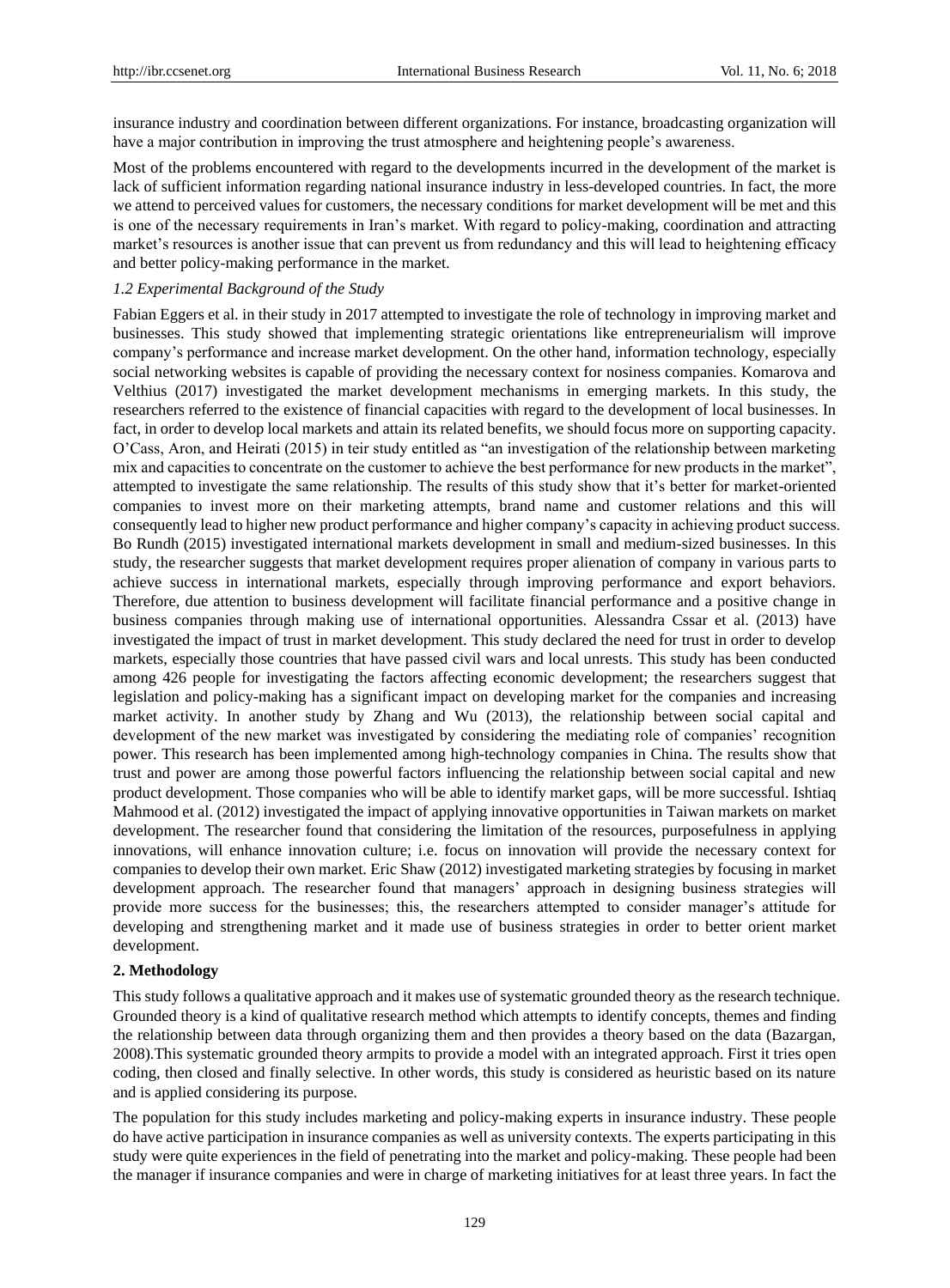insurance industry and coordination between different organizations. For instance, broadcasting organization will have a major contribution in improving the trust atmosphere and heightening people's awareness.

Most of the problems encountered with regard to the developments incurred in the development of the market is lack of sufficient information regarding national insurance industry in less-developed countries. In fact, the more we attend to perceived values for customers, the necessary conditions for market development will be met and this is one of the necessary requirements in Iran's market. With regard to policy-making, coordination and attracting market's resources is another issue that can prevent us from redundancy and this will lead to heightening efficacy and better policy-making performance in the market.

### *1.2 Experimental Background of the Study*

Fabian Eggers et al. in their study in 2017 attempted to investigate the role of technology in improving market and businesses. This study showed that implementing strategic orientations like entrepreneurialism will improve company's performance and increase market development. On the other hand, information technology, especially social networking websites is capable of providing the necessary context for nosiness companies. Komarova and Velthius (2017) investigated the market development mechanisms in emerging markets. In this study, the researchers referred to the existence of financial capacities with regard to the development of local businesses. In fact, in order to develop local markets and attain its related benefits, we should focus more on supporting capacity. O'Cass, Aron, and Heirati (2015) in teir study entitled as "an investigation of the relationship between marketing mix and capacities to concentrate on the customer to achieve the best performance for new products in the market", attempted to investigate the same relationship. The results of this study show that it's better for market-oriented companies to invest more on their marketing attempts, brand name and customer relations and this will consequently lead to higher new product performance and higher company's capacity in achieving product success. Bo Rundh (2015) investigated international markets development in small and medium-sized businesses. In this study, the researcher suggests that market development requires proper alienation of company in various parts to achieve success in international markets, especially through improving performance and export behaviors. Therefore, due attention to business development will facilitate financial performance and a positive change in business companies through making use of international opportunities. Alessandra Cssar et al. (2013) have investigated the impact of trust in market development. This study declared the need for trust in order to develop markets, especially those countries that have passed civil wars and local unrests. This study has been conducted among 426 people for investigating the factors affecting economic development; the researchers suggest that legislation and policy-making has a significant impact on developing market for the companies and increasing market activity. In another study by Zhang and Wu (2013), the relationship between social capital and development of the new market was investigated by considering the mediating role of companies' recognition power. This research has been implemented among high-technology companies in China. The results show that trust and power are among those powerful factors influencing the relationship between social capital and new product development. Those companies who will be able to identify market gaps, will be more successful. Ishtiaq Mahmood et al. (2012) investigated the impact of applying innovative opportunities in Taiwan markets on market development. The researcher found that considering the limitation of the resources, purposefulness in applying innovations, will enhance innovation culture; i.e. focus on innovation will provide the necessary context for companies to develop their own market. Eric Shaw (2012) investigated marketing strategies by focusing in market development approach. The researcher found that managers' approach in designing business strategies will provide more success for the businesses; this, the researchers attempted to consider manager's attitude for developing and strengthening market and it made use of business strategies in order to better orient market development.

## 2. Methodology

This study follows a qualitative approach and it makes use of systematic grounded theory as the research technique. Grounded theory is a kind of qualitative research method which attempts to identify concepts, themes and finding the relationship between data through organizing them and then provides a theory based on the data (Bazargan, 2008).This systematic grounded theory armpits to provide a model with an integrated approach. First it tries open coding, then closed and finally selective. In other words, this study is considered as heuristic based on its nature and is applied considering its purpose.

The population for this study includes marketing and policy-making experts in insurance industry. These people do have active participation in insurance companies as well as university contexts. The experts participating in this study were quite experiences in the field of penetrating into the market and policy-making. These people had been the manager if insurance companies and were in charge of marketing initiatives for at least three years. In fact the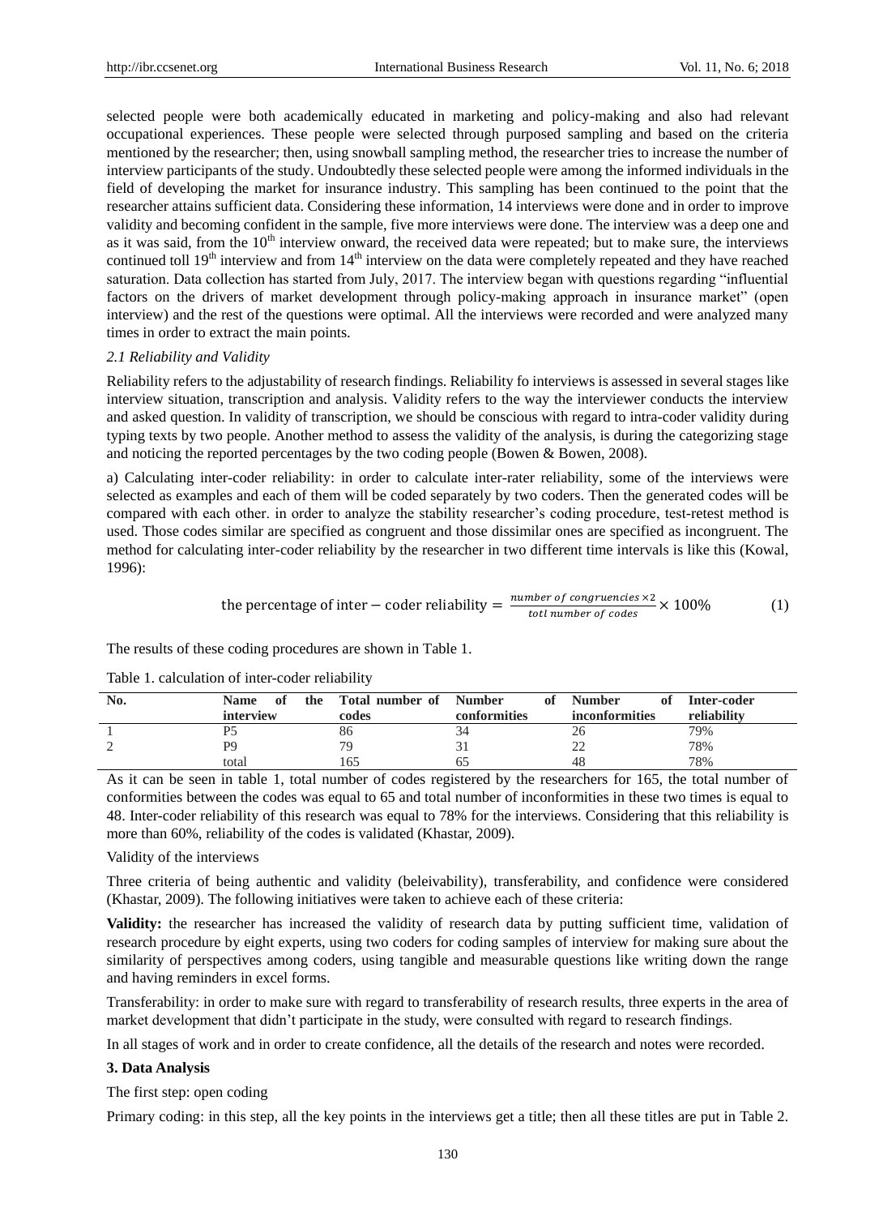selected people were both academically educated in marketing and policy-making and also had relevant occupational experiences. These people were selected through purposed sampling and based on the criteria mentioned by the researcher; then, using snowball sampling method, the researcher tries to increase the number of interview participants of the study. Undoubtedly these selected people were among the informed individuals in the field of developing the market for insurance industry. This sampling has been continued to the point that the researcher attains sufficient data. Considering these information, 14 interviews were done and in order to improve validity and becoming confident in the sample, five more interviews were done. The interview was a deep one and as it was said, from the 10th interview onward, the received data were repeated; but to make sure, the interviews continued toll 19th interview and from 14th interview on the data were completely repeated and they have reached saturation. Data collection has started from July, 2017. The interview began with questions regarding "influential factors on the drivers of market development through policy-making approach in insurance market" (open interview) and the rest of the questions were optimal. All the interviews were recorded and were analyzed many times in order to extract the main points.

### *2.1 Reliability and Validity*

Reliability refers to the adjustability of research findings. Reliability fo interviews is assessed in several stages like interview situation, transcription and analysis. Validity refers to the way the interviewer conducts the interview and asked question. In validity of transcription, we should be conscious with regard to intra-coder validity during typing texts by two people. Another method to assess the validity of the analysis, is during the categorizing stage and noticing the reported percentages by the two coding people (Bowen & Bowen, 2008).

a) Calculating inter-coder reliability: in order to calculate inter-rater reliability, some of the interviews were selected as examples and each of them will be coded separately by two coders. Then the generated codes will be compared with each other. in order to analyze the stability researcher's coding procedure, test-retest method is used. Those codes similar are specified as congruent and those dissimilar ones are specified as incongruent. The method for calculating inter-coder reliability by the researcher in two different time intervals is like this (Kowal, 1996):

$$\text{the percentage of inter} - \text{coder reliability} = \frac{\textit{number of congruencies} \times 2}{\textit{totl number of codes}} \times 100\% \qquad (1)$$

The results of these coding procedures are shown in Table 1.

Table 1. calculation of inter-coder reliability

| No. | Name of the interview | Total number of codes | Number of conformities | Number of inconformities | Inter-coder reliability |
|---|---|---|---|---|---|
| 1 | P5 | 86 | 34 | 26 | 79% |
| 2 | P9 | 79 | 31 | 22 | 78% |
| | total | 165 | 65 | 48 | 78% |

As it can be seen in table 1, total number of codes registered by the researchers for 165, the total number of conformities between the codes was equal to 65 and total number of inconformities in these two times is equal to 48. Inter-coder reliability of this research was equal to 78% for the interviews. Considering that this reliability is more than 60%, reliability of the codes is validated (Khastar, 2009).

Validity of the interviews

Three criteria of being authentic and validity (beleivability), transferability, and confidence were considered (Khastar, 2009). The following initiatives were taken to achieve each of these criteria:

**Validity:** the researcher has increased the validity of research data by putting sufficient time, validation of research procedure by eight experts, using two coders for coding samples of interview for making sure about the similarity of perspectives among coders, using tangible and measurable questions like writing down the range and having reminders in excel forms.

Transferability: in order to make sure with regard to transferability of research results, three experts in the area of market development that didn't participate in the study, were consulted with regard to research findings.

In all stages of work and in order to create confidence, all the details of the research and notes were recorded.

## 3. Data Analysis

The first step: open coding

Primary coding: in this step, all the key points in the interviews get a title; then all these titles are put in Table 2.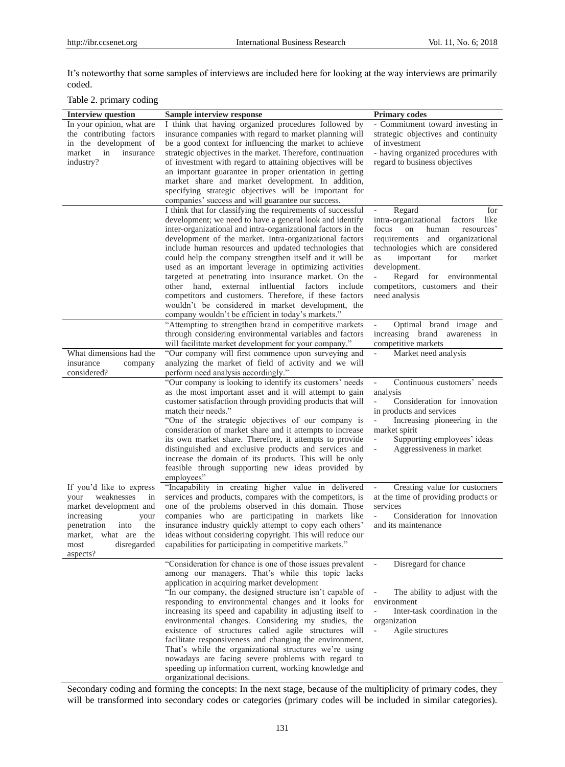It's noteworthy that some samples of interviews are included here for looking at the way interviews are primarily coded.

Table 2. primary coding

| Interview question | Sample interview response | Primary codes |
|---|---|---|
| In your opinion, what are the contributing factors in the development of market in insurance industry? | I think that having organized procedures followed by insurance companies with regard to market planning will be a good context for influencing the market to achieve strategic objectives in the market. Therefore, continuation of investment with regard to attaining objectives will be an important guarantee in proper orientation in getting market share and market development. In addition, specifying strategic objectives will be important for companies' success and will guarantee our success. | - Commitment toward investing in strategic objectives and continuity of investment<br>- having organized procedures with regard to business objectives |
| | I think that for classifying the requirements of successful development; we need to have a general look and identify inter-organizational and intra-organizational factors in the development of the market. Intra-organizational factors include human resources and updated technologies that could help the company strengthen itself and it will be used as an important leverage in optimizing activities targeted at penetrating into insurance market. On the other hand, external influential factors include competitors and customers. Therefore, if these factors wouldn't be considered in market development, the company wouldn't be efficient in today's markets." | - Regard for intra-organizational factors like focus on human resources' requirements and organizational technologies which are considered as important for market development.<br>- Regard for environmental competitors, customers and their need analysis |
| | "Attempting to strengthen brand in competitive markets through considering environmental variables and factors will facilitate market development for your company." | - Optimal brand image and increasing brand awareness in competitive markets |
| What dimensions had the insurance company considered? | "Our company will first commence upon surveying and analyzing the market of field of activity and we will perform need analysis accordingly." | - Market need analysis |
| | "Our company is looking to identify its customers' needs as the most important asset and it will attempt to gain customer satisfaction through providing products that will match their needs."<br>"One of the strategic objectives of our company is consideration of market share and it attempts to increase its own market share. Therefore, it attempts to provide distinguished and exclusive products and services and increase the domain of its products. This will be only feasible through supporting new ideas provided by employees" | - Continuous customers' needs analysis<br>- Consideration for innovation in products and services<br>- Increasing pioneering in the market spirit<br>- Supporting employees' ideas<br>- Aggressiveness in market |
| If you'd like to express your weaknesses in market development and increasing your penetration into the market, what are the most disregarded aspects? | "Incapability in creating higher value in delivered services and products, compares with the competitors, is one of the problems observed in this domain. Those companies who are participating in markets like insurance industry quickly attempt to copy each others' ideas without considering copyright. This will reduce our capabilities for participating in competitive markets." | - Creating value for customers at the time of providing products or services<br>- Consideration for innovation and its maintenance |
| | "Consideration for chance is one of those issues prevalent among our managers. That's while this topic lacks application in acquiring market development<br>"In our company, the designed structure isn't capable of responding to environmental changes and it looks for increasing its speed and capability in adjusting itself to environmental changes. Considering my studies, the existence of structures called agile structures will facilitate responsiveness and changing the environment. That's while the organizational structures we're using nowadays are facing severe problems with regard to speeding up information current, working knowledge and organizational decisions. | - Disregard for chance<br>- The ability to adjust with the environment<br>- Inter-task coordination in the organization<br>- Agile structures |

Secondary coding and forming the concepts: In the next stage, because of the multiplicity of primary codes, they will be transformed into secondary codes or categories (primary codes will be included in similar categories).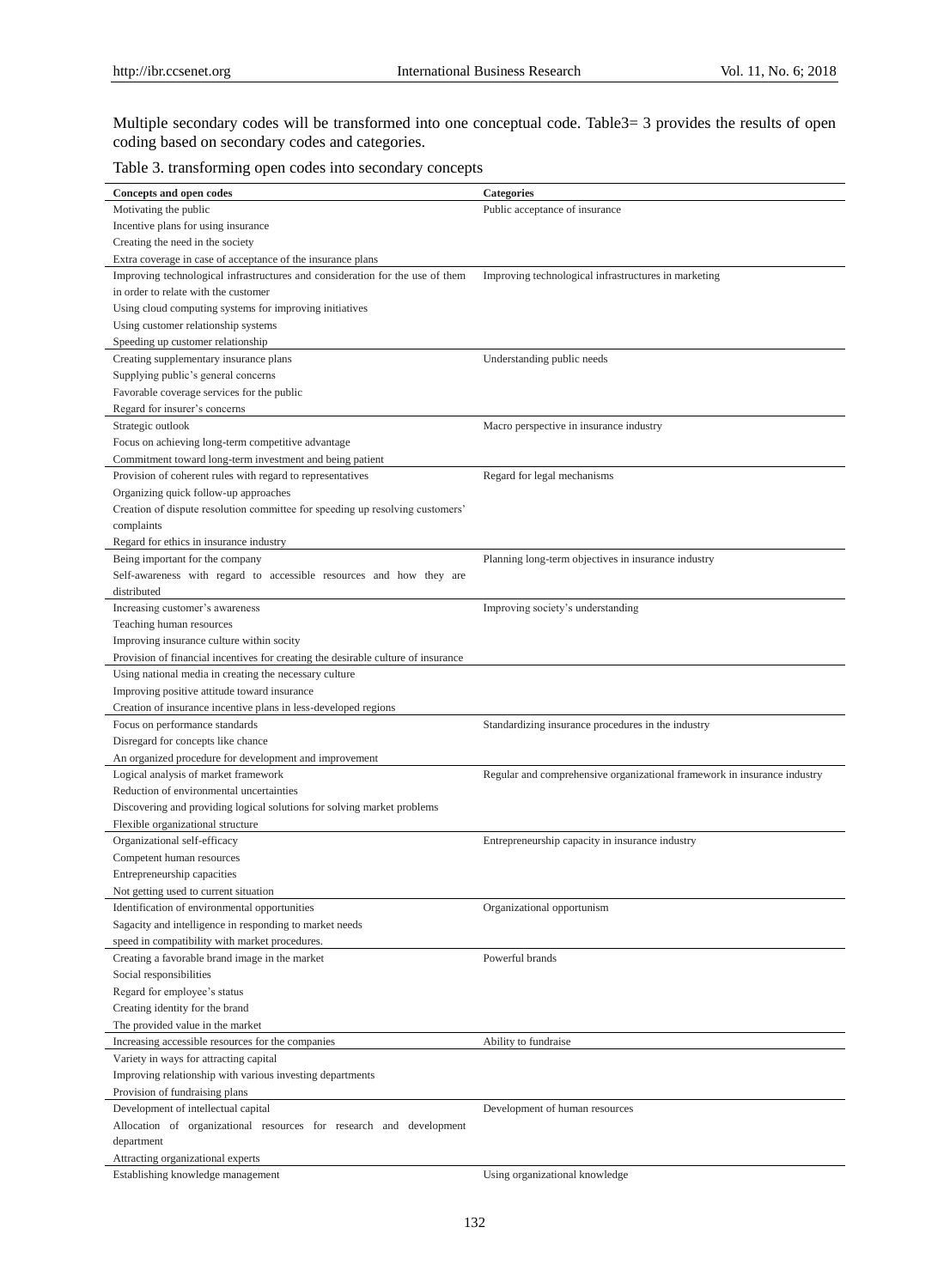Multiple secondary codes will be transformed into one conceptual code. Table3= 3 provides the results of open coding based on secondary codes and categories.

Table 3. transforming open codes into secondary concepts

| Concepts and open codes | Categories |
|---|---|
| Motivating the public | Public acceptance of insurance |
| Incentive plans for using insurance | |
| Creating the need in the society | |
| Extra coverage in case of acceptance of the insurance plans | |
| Improving technological infrastructures and consideration for the use of them in order to relate with the customer | Improving technological infrastructures in marketing |
| Using cloud computing systems for improving initiatives | |
| Using customer relationship systems | |
| Speeding up customer relationship | |
| Creating supplementary insurance plans | Understanding public needs |
| Supplying public's general concerns | |
| Favorable coverage services for the public | |
| Regard for insurer's concerns | |
| Strategic outlook | Macro perspective in insurance industry |
| Focus on achieving long-term competitive advantage | |
| Commitment toward long-term investment and being patient | |
| Provision of coherent rules with regard to representatives | Regard for legal mechanisms |
| Organizing quick follow-up approaches | |
| Creation of dispute resolution committee for speeding up resolving customers' complaints | |
| Regard for ethics in insurance industry | |
| Being important for the company | Planning long-term objectives in insurance industry |
| Self-awareness with regard to accessible resources and how they are distributed | |
| Increasing customer's awareness | Improving society's understanding |
| Teaching human resources | |
| Improving insurance culture within socity | |
| Provision of financial incentives for creating the desirable culture of insurance | |
| Using national media in creating the necessary culture | |
| Improving positive attitude toward insurance | |
| Creation of insurance incentive plans in less-developed regions | |
| Focus on performance standards | Standardizing insurance procedures in the industry |
| Disregard for concepts like chance | |
| An organized procedure for development and improvement | |
| Logical analysis of market framework | Regular and comprehensive organizational framework in insurance industry |
| Reduction of environmental uncertainties | |
| Discovering and providing logical solutions for solving market problems | |
| Flexible organizational structure | |
| Organizational self-efficacy | Entrepreneurship capacity in insurance industry |
| Competent human resources | |
| Entrepreneurship capacities | |
| Not getting used to current situation | |
| Identification of environmental opportunities | Organizational opportunism |
| Sagacity and intelligence in responding to market needs | |
| speed in compatibility with market procedures. | |
| Creating a favorable brand image in the market | Powerful brands |
| Social responsibilities | |
| Regard for employee's status | |
| Creating identity for the brand | |
| The provided value in the market | |
| Increasing accessible resources for the companies | Ability to fundraise |
| Variety in ways for attracting capital | |
| Improving relationship with various investing departments | |
| Provision of fundraising plans | |
| Development of intellectual capital | Development of human resources |
| Allocation of organizational resources for research and development department | |
| Attracting organizational experts | |
| Establishing knowledge management | Using organizational knowledge |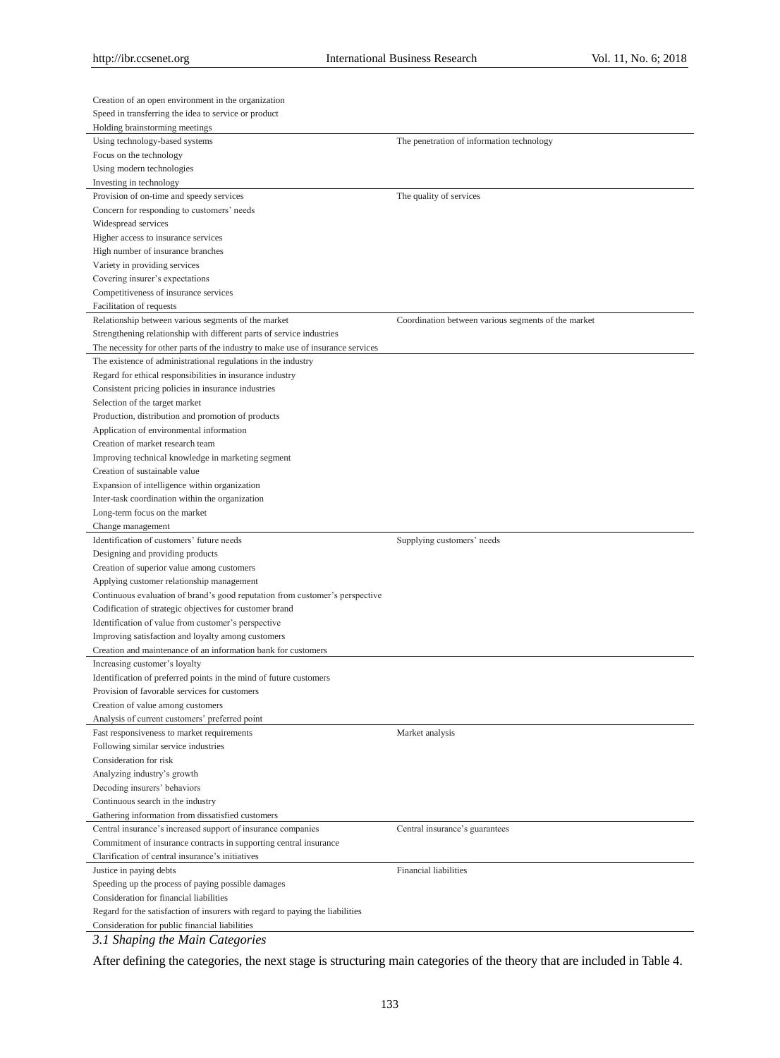| | |
|---|---|
| Creation of an open environment in the organization | |
| Speed in transferring the idea to service or product | |
| Holding brainstorming meetings | |
| Using technology-based systems | The penetration of information technology |
| Focus on the technology | |
| Using modern technologies | |
| Investing in technology | |
| Provision of on-time and speedy services | The quality of services |
| Concern for responding to customers' needs | |
| Widespread services | |
| Higher access to insurance services | |
| High number of insurance branches | |
| Variety in providing services | |
| Covering insurer's expectations | |
| Competitiveness of insurance services | |
| Facilitation of requests | |
| Relationship between various segments of the market | Coordination between various segments of the market |
| Strengthening relationship with different parts of service industries | |
| The necessity for other parts of the industry to make use of insurance services | |
| The existence of administrational regulations in the industry | |
| Regard for ethical responsibilities in insurance industry | |
| Consistent pricing policies in insurance industries | |
| Selection of the target market | |
| Production, distribution and promotion of products | |
| Application of environmental information | |
| Creation of market research team | |
| Improving technical knowledge in marketing segment | |
| Creation of sustainable value | |
| Expansion of intelligence within organization | |
| Inter-task coordination within the organization | |
| Long-term focus on the market | |
| Change management | |
| Identification of customers' future needs | Supplying customers' needs |
| Designing and providing products | |
| Creation of superior value among customers | |
| Applying customer relationship management | |
| Continuous evaluation of brand's good reputation from customer's perspective | |
| Codification of strategic objectives for customer brand | |
| Identification of value from customer's perspective | |
| Improving satisfaction and loyalty among customers | |
| Creation and maintenance of an information bank for customers | |
| Increasing customer's loyalty | |
| Identification of preferred points in the mind of future customers | |
| Provision of favorable services for customers | |
| Creation of value among customers | |
| Analysis of current customers' preferred point | |
| Fast responsiveness to market requirements | Market analysis |
| Following similar service industries | |
| Consideration for risk | |
| Analyzing industry's growth | |
| Decoding insurers' behaviors | |
| Continuous search in the industry | |
| Gathering information from dissatisfied customers | |
| Central insurance's increased support of insurance companies | Central insurance's guarantees |
| Commitment of insurance contracts in supporting central insurance | |
| Clarification of central insurance's initiatives | |
| Justice in paying debts | Financial liabilities |
| Speeding up the process of paying possible damages | |
| Consideration for financial liabilities | |
| Regard for the satisfaction of insurers with regard to paying the liabilities | |
| Consideration for public financial liabilities | |

### *3.1 Shaping the Main Categories*

After defining the categories, the next stage is structuring main categories of the theory that are included in Table 4.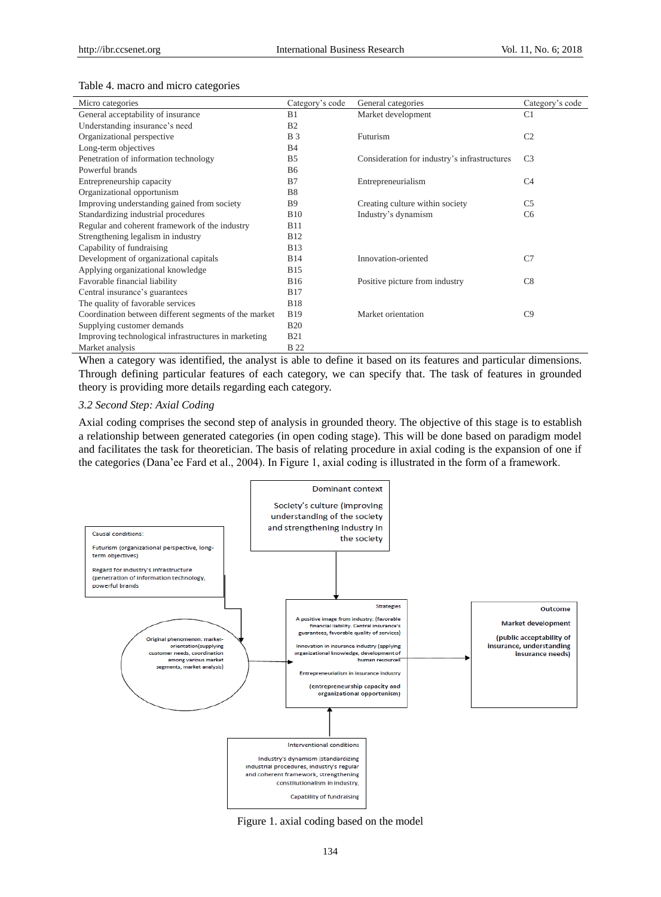Table 4. macro and micro categories

| Micro categories | Category's code | General categories | Category's code |
|---|---|---|---|
| General acceptability of insurance | B1 | Market development | C1 |
| Understanding insurance's need | B2 | | |
| Organizational perspective | B 3 | Futurism | C2 |
| Long-term objectives | B4 | | |
| Penetration of information technology | B5 | Consideration for industry's infrastructures | C3 |
| Powerful brands | B6 | | |
| Entrepreneurship capacity | B7 | Entrepreneurialism | C4 |
| Organizational opportunism | B8 | | |
| Improving understanding gained from society | B9 | Creating culture within society | C5 |
| Standardizing industrial procedures | B10 | Industry's dynamism | C6 |
| Regular and coherent framework of the industry | B11 | | |
| Strengthening legalism in industry | B12 | | |
| Capability of fundraising | B13 | | |
| Development of organizational capitals | B14 | Innovation-oriented | C7 |
| Applying organizational knowledge | B15 | | |
| Favorable financial liability | B16 | Positive picture from industry | C8 |
| Central insurance's guarantees | B17 | | |
| The quality of favorable services | B18 | | |
| Coordination between different segments of the market | B19 | Market orientation | C9 |
| Supplying customer demands | B20 | | |
| Improving technological infrastructures in marketing | B21 | | |
| Market analysis | B 22 | | |

When a category was identified, the analyst is able to define it based on its features and particular dimensions. Through defining particular features of each category, we can specify that. The task of features in grounded theory is providing more details regarding each category.

### 3.2 Second Step: Axial Coding

Axial coding comprises the second step of analysis in grounded theory. The objective of this stage is to establish a relationship between generated categories (in open coding stage). This will be done based on paradigm model and facilitates the task for theoretician. The basis of relating procedure in axial coding is the expansion of one if the categories (Dana'ee Fard et al., 2004). In Figure 1, axial coding is illustrated in the form of a framework.

Dominant context: Society's culture (improving understanding of the society and strengthening industry in the society)

Causal conditions: Futurism (organizational perspective, long-term objectives); Regard for industry's infrastructure (penetration of information technology, powerful brands

Original phenomenon: market-orientation(supplying customer needs, coordination among various market segments, market analysis)

Strategies: A positive image from industry: (favorable financial liability. Central insurance's guarantees, favorable quality of services); Innovation in insurance industry (applying organizational knowledge, development of human resources; Entrepreneurialism in insurance industry (entrepreneurship capacity and organizational opportunism)

Outcome: Market development (public acceptability of insurance, understanding insurance needs)

Interventional conditions: Industry's dynamism (standardizing industrial procedures, industry's regular and coherent framework, strengthening constitutionalism in industry, Capability of fundraising

Figure 1. axial coding based on the model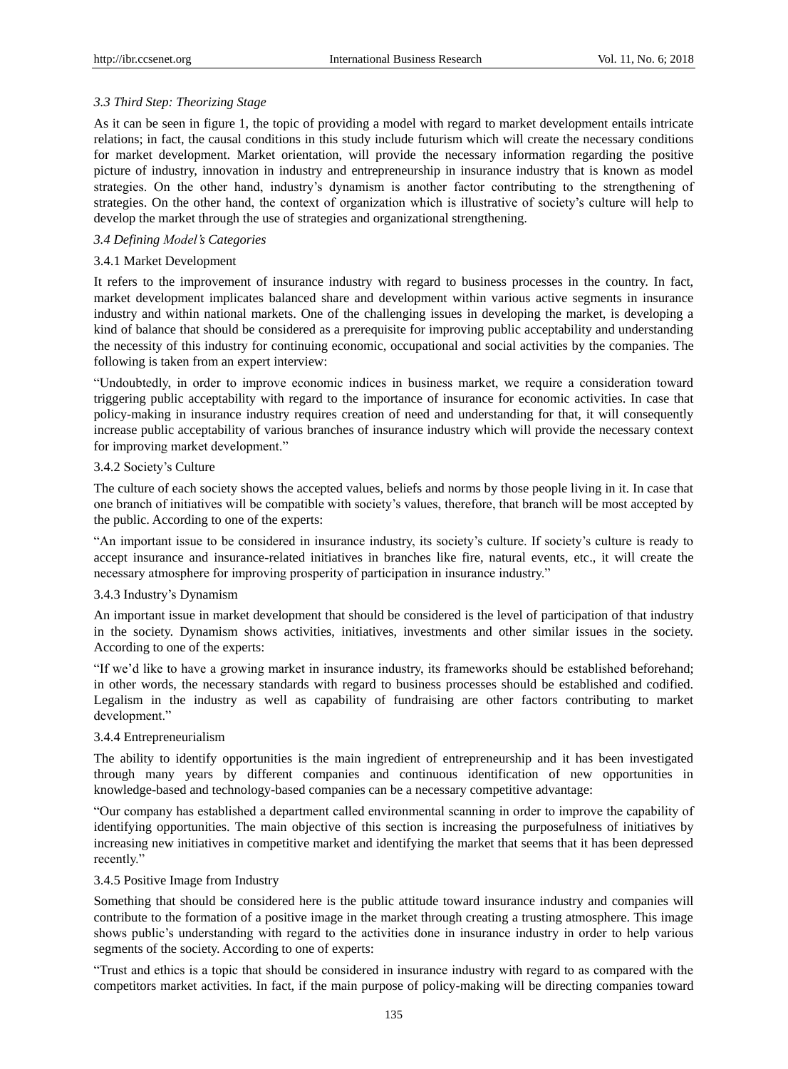### *3.3 Third Step: Theorizing Stage*

As it can be seen in figure 1, the topic of providing a model with regard to market development entails intricate relations; in fact, the causal conditions in this study include futurism which will create the necessary conditions for market development. Market orientation, will provide the necessary information regarding the positive picture of industry, innovation in industry and entrepreneurship in insurance industry that is known as model strategies. On the other hand, industry's dynamism is another factor contributing to the strengthening of strategies. On the other hand, the context of organization which is illustrative of society's culture will help to develop the market through the use of strategies and organizational strengthening.

### *3.4 Defining Model's Categories*

#### 3.4.1 Market Development

It refers to the improvement of insurance industry with regard to business processes in the country. In fact, market development implicates balanced share and development within various active segments in insurance industry and within national markets. One of the challenging issues in developing the market, is developing a kind of balance that should be considered as a prerequisite for improving public acceptability and understanding the necessity of this industry for continuing economic, occupational and social activities by the companies. The following is taken from an expert interview:

"Undoubtedly, in order to improve economic indices in business market, we require a consideration toward triggering public acceptability with regard to the importance of insurance for economic activities. In case that policy-making in insurance industry requires creation of need and understanding for that, it will consequently increase public acceptability of various branches of insurance industry which will provide the necessary context for improving market development."

#### 3.4.2 Society's Culture

The culture of each society shows the accepted values, beliefs and norms by those people living in it. In case that one branch of initiatives will be compatible with society's values, therefore, that branch will be most accepted by the public. According to one of the experts:

"An important issue to be considered in insurance industry, its society's culture. If society's culture is ready to accept insurance and insurance-related initiatives in branches like fire, natural events, etc., it will create the necessary atmosphere for improving prosperity of participation in insurance industry."

#### 3.4.3 Industry's Dynamism

An important issue in market development that should be considered is the level of participation of that industry in the society. Dynamism shows activities, initiatives, investments and other similar issues in the society. According to one of the experts:

"If we'd like to have a growing market in insurance industry, its frameworks should be established beforehand; in other words, the necessary standards with regard to business processes should be established and codified. Legalism in the industry as well as capability of fundraising are other factors contributing to market development."

#### 3.4.4 Entrepreneurialism

The ability to identify opportunities is the main ingredient of entrepreneurship and it has been investigated through many years by different companies and continuous identification of new opportunities in knowledge-based and technology-based companies can be a necessary competitive advantage:

"Our company has established a department called environmental scanning in order to improve the capability of identifying opportunities. The main objective of this section is increasing the purposefulness of initiatives by increasing new initiatives in competitive market and identifying the market that seems that it has been depressed recently."

#### 3.4.5 Positive Image from Industry

Something that should be considered here is the public attitude toward insurance industry and companies will contribute to the formation of a positive image in the market through creating a trusting atmosphere. This image shows public's understanding with regard to the activities done in insurance industry in order to help various segments of the society. According to one of experts:

"Trust and ethics is a topic that should be considered in insurance industry with regard to as compared with the competitors market activities. In fact, if the main purpose of policy-making will be directing companies toward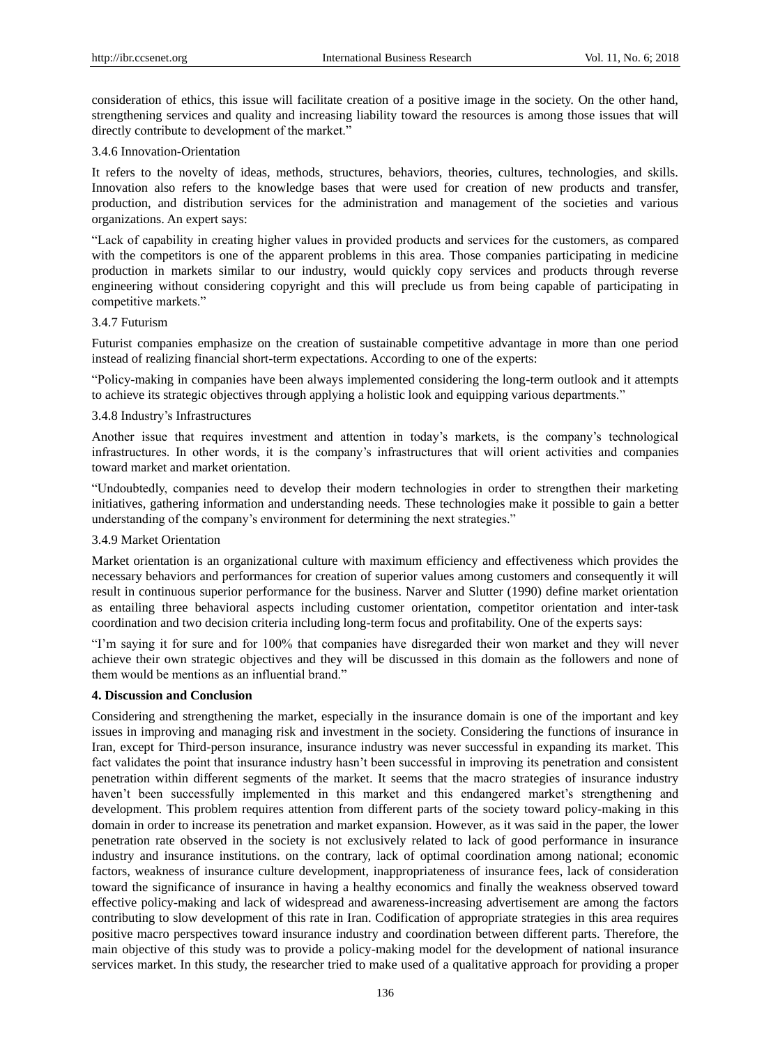consideration of ethics, this issue will facilitate creation of a positive image in the society. On the other hand, strengthening services and quality and increasing liability toward the resources is among those issues that will directly contribute to development of the market."

### 3.4.6 Innovation-Orientation

It refers to the novelty of ideas, methods, structures, behaviors, theories, cultures, technologies, and skills. Innovation also refers to the knowledge bases that were used for creation of new products and transfer, production, and distribution services for the administration and management of the societies and various organizations. An expert says:

"Lack of capability in creating higher values in provided products and services for the customers, as compared with the competitors is one of the apparent problems in this area. Those companies participating in medicine production in markets similar to our industry, would quickly copy services and products through reverse engineering without considering copyright and this will preclude us from being capable of participating in competitive markets."

### 3.4.7 Futurism

Futurist companies emphasize on the creation of sustainable competitive advantage in more than one period instead of realizing financial short-term expectations. According to one of the experts:

"Policy-making in companies have been always implemented considering the long-term outlook and it attempts to achieve its strategic objectives through applying a holistic look and equipping various departments."

### 3.4.8 Industry's Infrastructures

Another issue that requires investment and attention in today's markets, is the company's technological infrastructures. In other words, it is the company's infrastructures that will orient activities and companies toward market and market orientation.

"Undoubtedly, companies need to develop their modern technologies in order to strengthen their marketing initiatives, gathering information and understanding needs. These technologies make it possible to gain a better understanding of the company's environment for determining the next strategies."

### 3.4.9 Market Orientation

Market orientation is an organizational culture with maximum efficiency and effectiveness which provides the necessary behaviors and performances for creation of superior values among customers and consequently it will result in continuous superior performance for the business. Narver and Slutter (1990) define market orientation as entailing three behavioral aspects including customer orientation, competitor orientation and inter-task coordination and two decision criteria including long-term focus and profitability. One of the experts says:

"I'm saying it for sure and for 100% that companies have disregarded their won market and they will never achieve their own strategic objectives and they will be discussed in this domain as the followers and none of them would be mentions as an influential brand."

## 4. Discussion and Conclusion

Considering and strengthening the market, especially in the insurance domain is one of the important and key issues in improving and managing risk and investment in the society. Considering the functions of insurance in Iran, except for Third-person insurance, insurance industry was never successful in expanding its market. This fact validates the point that insurance industry hasn't been successful in improving its penetration and consistent penetration within different segments of the market. It seems that the macro strategies of insurance industry haven't been successfully implemented in this market and this endangered market's strengthening and development. This problem requires attention from different parts of the society toward policy-making in this domain in order to increase its penetration and market expansion. However, as it was said in the paper, the lower penetration rate observed in the society is not exclusively related to lack of good performance in insurance industry and insurance institutions. on the contrary, lack of optimal coordination among national; economic factors, weakness of insurance culture development, inappropriateness of insurance fees, lack of consideration toward the significance of insurance in having a healthy economics and finally the weakness observed toward effective policy-making and lack of widespread and awareness-increasing advertisement are among the factors contributing to slow development of this rate in Iran. Codification of appropriate strategies in this area requires positive macro perspectives toward insurance industry and coordination between different parts. Therefore, the main objective of this study was to provide a policy-making model for the development of national insurance services market. In this study, the researcher tried to make used of a qualitative approach for providing a proper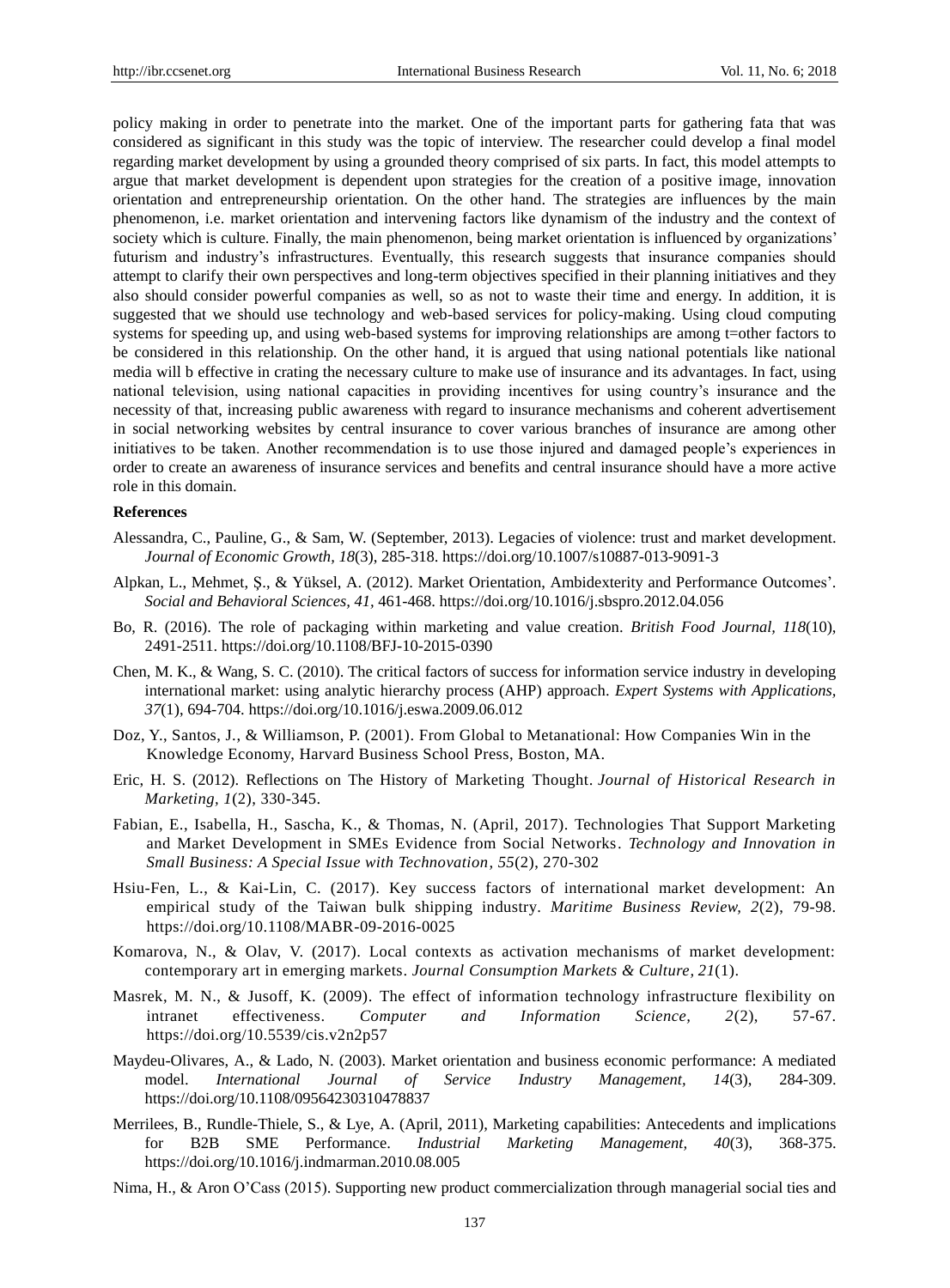policy making in order to penetrate into the market. One of the important parts for gathering fata that was considered as significant in this study was the topic of interview. The researcher could develop a final model regarding market development by using a grounded theory comprised of six parts. In fact, this model attempts to argue that market development is dependent upon strategies for the creation of a positive image, innovation orientation and entrepreneurship orientation. On the other hand. The strategies are influences by the main phenomenon, i.e. market orientation and intervening factors like dynamism of the industry and the context of society which is culture. Finally, the main phenomenon, being market orientation is influenced by organizations' futurism and industry's infrastructures. Eventually, this research suggests that insurance companies should attempt to clarify their own perspectives and long-term objectives specified in their planning initiatives and they also should consider powerful companies as well, so as not to waste their time and energy. In addition, it is suggested that we should use technology and web-based services for policy-making. Using cloud computing systems for speeding up, and using web-based systems for improving relationships are among t=other factors to be considered in this relationship. On the other hand, it is argued that using national potentials like national media will b effective in crating the necessary culture to make use of insurance and its advantages. In fact, using national television, using national capacities in providing incentives for using country's insurance and the necessity of that, increasing public awareness with regard to insurance mechanisms and coherent advertisement in social networking websites by central insurance to cover various branches of insurance are among other initiatives to be taken. Another recommendation is to use those injured and damaged people's experiences in order to create an awareness of insurance services and benefits and central insurance should have a more active role in this domain.

## References

Alessandra, C., Pauline, G., & Sam, W. (September, 2013). Legacies of violence: trust and market development. *Journal of Economic Growth, 18*(3), 285-318. https://doi.org/10.1007/s10887-013-9091-3

Alpkan, L., Mehmet, Ş., & Yüksel, A. (2012). Market Orientation, Ambidexterity and Performance Outcomes'. *Social and Behavioral Sciences, 41*, 461-468. https://doi.org/10.1016/j.sbspro.2012.04.056

Bo, R. (2016). The role of packaging within marketing and value creation. *British Food Journal, 118*(10), 2491-2511. https://doi.org/10.1108/BFJ-10-2015-0390

Chen, M. K., & Wang, S. C. (2010). The critical factors of success for information service industry in developing international market: using analytic hierarchy process (AHP) approach. *Expert Systems with Applications, 37*(1), 694-704. https://doi.org/10.1016/j.eswa.2009.06.012

Doz, Y., Santos, J., & Williamson, P. (2001). From Global to Metanational: How Companies Win in the Knowledge Economy, Harvard Business School Press, Boston, MA.

Eric, H. S. (2012). Reflections on The History of Marketing Thought. *Journal of Historical Research in Marketing, 1*(2), 330-345.

Fabian, E., Isabella, H., Sascha, K., & Thomas, N. (April, 2017). Technologies That Support Marketing and Market Development in SMEs Evidence from Social Networks. *Technology and Innovation in Small Business: A Special Issue with Technovation, 55*(2), 270-302

Hsiu-Fen, L., & Kai-Lin, C. (2017). Key success factors of international market development: An empirical study of the Taiwan bulk shipping industry. *Maritime Business Review, 2*(2), 79-98. https://doi.org/10.1108/MABR-09-2016-0025

Komarova, N., & Olav, V. (2017). Local contexts as activation mechanisms of market development: contemporary art in emerging markets. *Journal Consumption Markets & Culture, 21*(1).

Masrek, M. N., & Jusoff, K. (2009). The effect of information technology infrastructure flexibility on intranet effectiveness. *Computer and Information Science, 2*(2), 57-67. https://doi.org/10.5539/cis.v2n2p57

Maydeu-Olivares, A., & Lado, N. (2003). Market orientation and business economic performance: A mediated model. *International Journal of Service Industry Management, 14*(3), 284-309. https://doi.org/10.1108/09564230310478837

Merrilees, B., Rundle-Thiele, S., & Lye, A. (April, 2011), Marketing capabilities: Antecedents and implications for B2B SME Performance. *Industrial Marketing Management, 40*(3), 368-375. https://doi.org/10.1016/j.indmarman.2010.08.005

Nima, H., & Aron O'Cass (2015). Supporting new product commercialization through managerial social ties and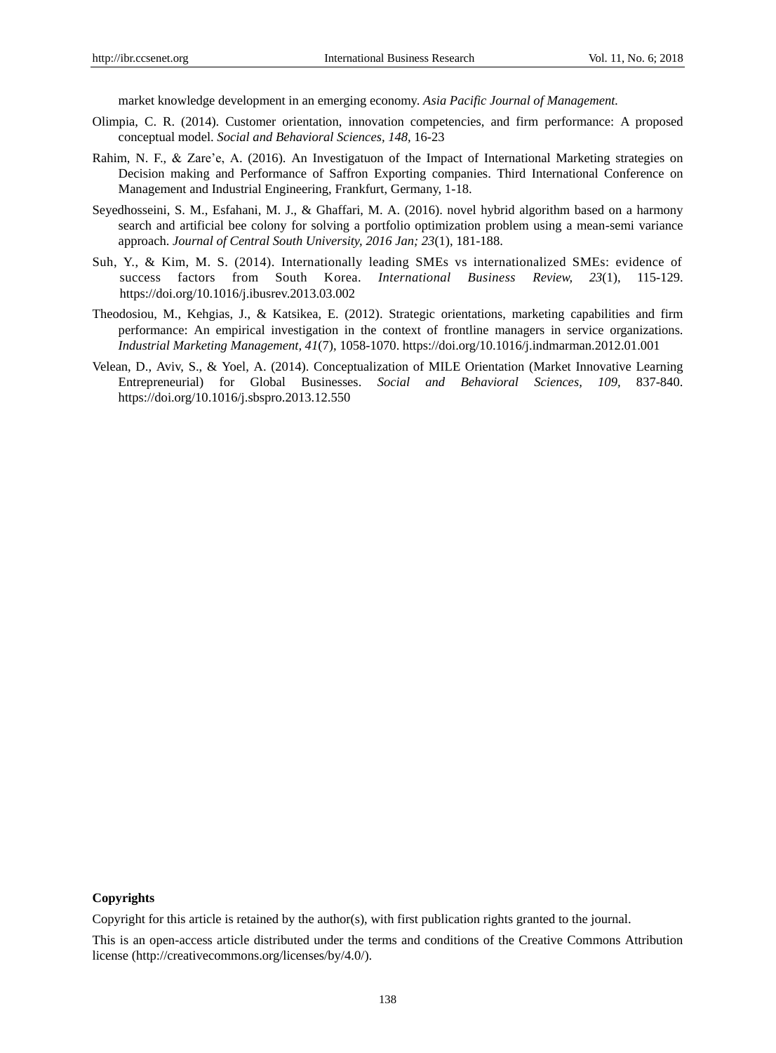market knowledge development in an emerging economy. *Asia Pacific Journal of Management.*

Olimpia, C. R. (2014). Customer orientation, innovation competencies, and firm performance: A proposed conceptual model. *Social and Behavioral Sciences, 148,* 16-23

Rahim, N. F., & Zare'e, A. (2016). An Investigatuon of the Impact of International Marketing strategies on Decision making and Performance of Saffron Exporting companies. Third International Conference on Management and Industrial Engineering, Frankfurt, Germany, 1-18.

Seyedhosseini, S. M., Esfahani, M. J., & Ghaffari, M. A. (2016). novel hybrid algorithm based on a harmony search and artificial bee colony for solving a portfolio optimization problem using a mean-semi variance approach. *Journal of Central South University, 2016 Jan; 23*(1), 181-188.

Suh, Y., & Kim, M. S. (2014). Internationally leading SMEs vs internationalized SMEs: evidence of success factors from South Korea. *International Business Review, 23*(1), 115-129. https://doi.org/10.1016/j.ibusrev.2013.03.002

Theodosiou, M., Kehgias, J., & Katsikea, E. (2012). Strategic orientations, marketing capabilities and firm performance: An empirical investigation in the context of frontline managers in service organizations. *Industrial Marketing Management, 41*(7), 1058-1070. https://doi.org/10.1016/j.indmarman.2012.01.001

Velean, D., Aviv, S., & Yoel, A. (2014). Conceptualization of MILE Orientation (Market Innovative Learning Entrepreneurial) for Global Businesses. *Social and Behavioral Sciences, 109,* 837-840. https://doi.org/10.1016/j.sbspro.2013.12.550

**Copyrights**

Copyright for this article is retained by the author(s), with first publication rights granted to the journal.

This is an open-access article distributed under the terms and conditions of the Creative Commons Attribution license (http://creativecommons.org/licenses/by/4.0/).